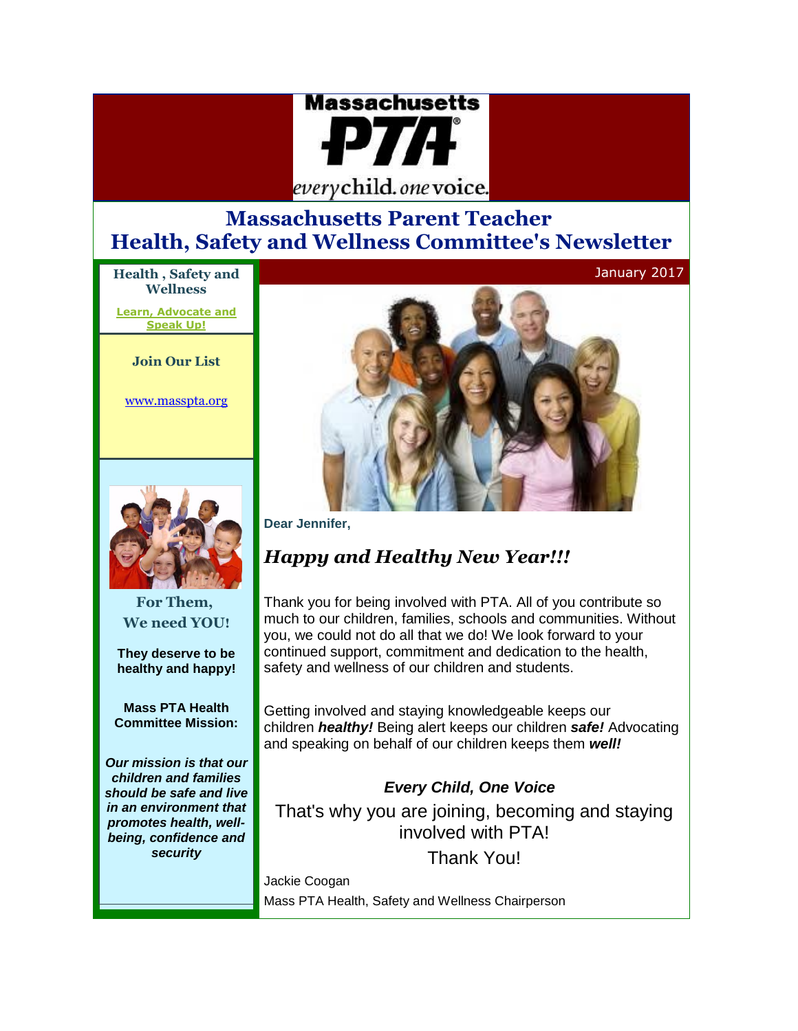Massachusetts PTA

everychild. onevoice.

# Massachusetts Parent Teacher Health, Safety and Wellness Committee's Newsletter

January 2017

**Health , Safety and Wellness**

**Learn, Advocate and Speak Up!**

**Join Our List**

www.masspta.org

**For Them, We need YOU!**

**They deserve to be healthy and happy!**

**Mass PTA Health Committee Mission:**

***Our mission is that our children and families should be safe and live in an environment that promotes health, well-being, confidence and security***

**Dear Jennifer,**

## *Happy and Healthy New Year!!!*

Thank you for being involved with PTA. All of you contribute so much to our children, families, schools and communities. Without you, we could not do all that we do! We look forward to your continued support, commitment and dedication to the health, safety and wellness of our children and students.

Getting involved and staying knowledgeable keeps our children ***healthy!*** Being alert keeps our children ***safe!*** Advocating and speaking on behalf of our children keeps them ***well!***

***Every Child, One Voice***

That's why you are joining, becoming and staying involved with PTA!

Thank You!

Jackie Coogan

Mass PTA Health, Safety and Wellness Chairperson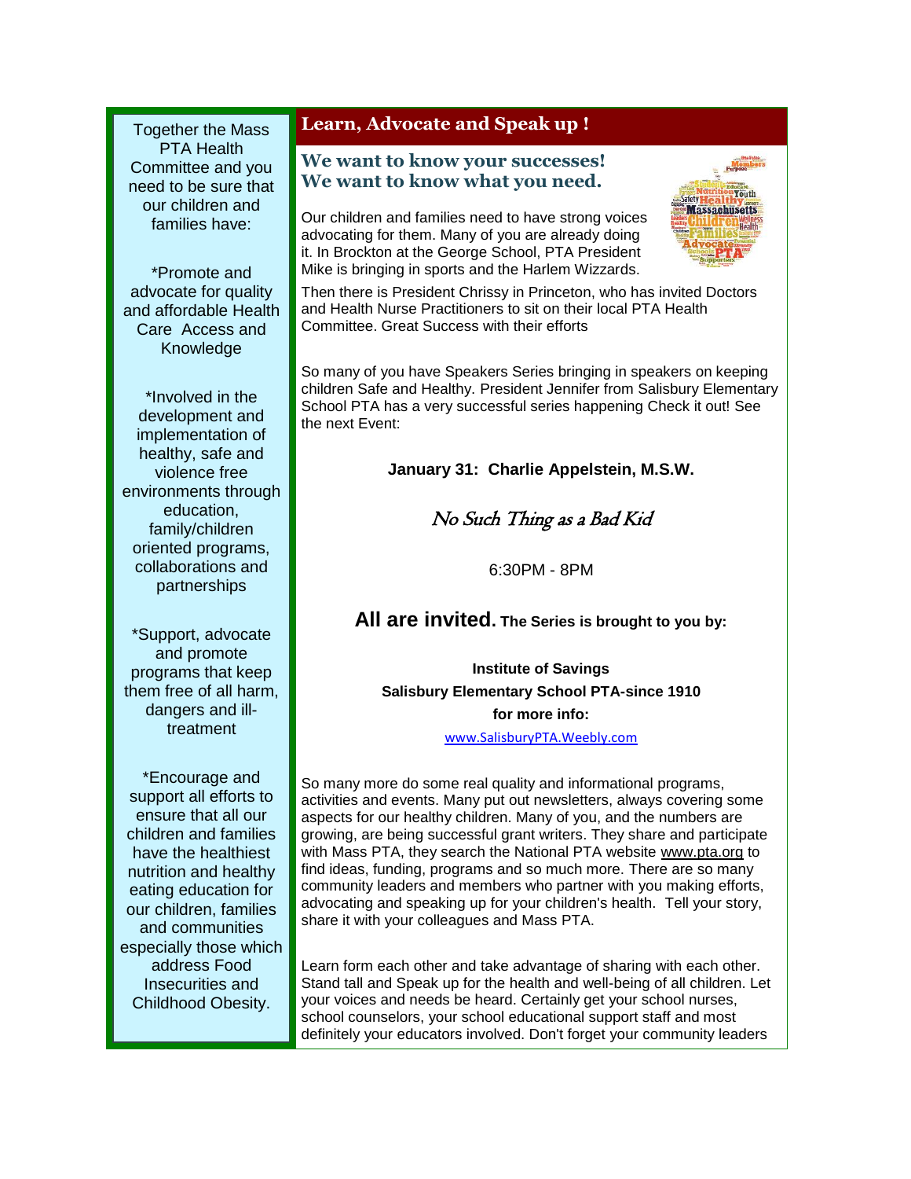Together the Mass PTA Health Committee and you need to be sure that our children and families have:

*Promote and advocate for quality and affordable Health Care Access and Knowledge

*Involved in the development and implementation of healthy, safe and violence free environments through education, family/children oriented programs, collaborations and partnerships

*Support, advocate and promote programs that keep them free of all harm, dangers and ill-treatment

*Encourage and support all efforts to ensure that all our children and families have the healthiest nutrition and healthy eating education for our children, families and communities especially those which address Food Insecurities and Childhood Obesity.

## Learn, Advocate and Speak up !

### We want to know your successes! We want to know what you need.

Our children and families need to have strong voices advocating for them. Many of you are already doing it. In Brockton at the George School, PTA President Mike is bringing in sports and the Harlem Wizzards. Then there is President Chrissy in Princeton, who has invited Doctors and Health Nurse Practitioners to sit on their local PTA Health Committee. Great Success with their efforts

So many of you have Speakers Series bringing in speakers on keeping children Safe and Healthy. President Jennifer from Salisbury Elementary School PTA has a very successful series happening Check it out! See the next Event:

**January 31: Charlie Appelstein, M.S.W.**

*No Such Thing as a Bad Kid*

6:30PM - 8PM

**All are invited. The Series is brought to you by:**

**Institute of Savings**
**Salisbury Elementary School PTA-since 1910**
**for more info:**
www.SalisburyPTA.Weebly.com

So many more do some real quality and informational programs, activities and events. Many put out newsletters, always covering some aspects for our healthy children. Many of you, and the numbers are growing, are being successful grant writers. They share and participate with Mass PTA, they search the National PTA website www.pta.org to find ideas, funding, programs and so much more. There are so many community leaders and members who partner with you making efforts, advocating and speaking up for your children's health. Tell your story, share it with your colleagues and Mass PTA.

Learn form each other and take advantage of sharing with each other. Stand tall and Speak up for the health and well-being of all children. Let your voices and needs be heard. Certainly get your school nurses, school counselors, your school educational support staff and most definitely your educators involved. Don't forget your community leaders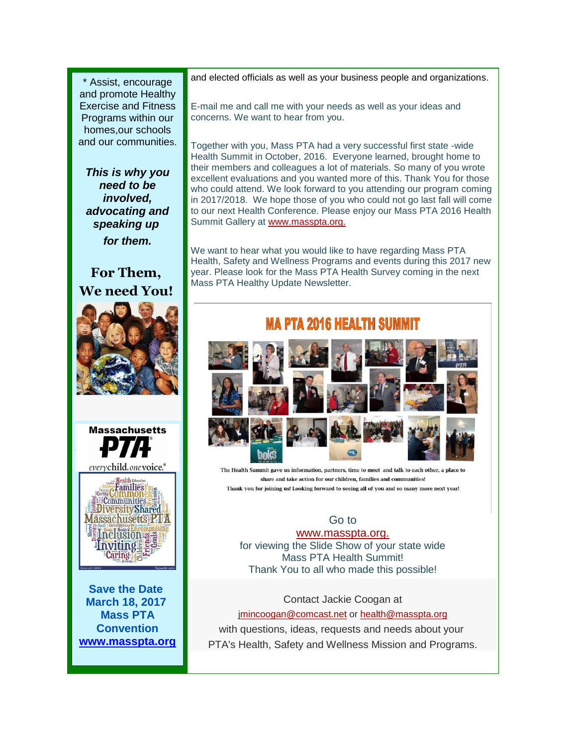* Assist, encourage and promote Healthy Exercise and Fitness Programs within our homes,our schools and our communities.

***This is why you need to be involved, advocating and speaking up for them.***

**For Them, We need You!**

Massachusetts PTA

everychild.onevoice.®

**Save the Date**
**March 18, 2017**
**Mass PTA Convention**
**www.masspta.org**

and elected officials as well as your business people and organizations.

E-mail me and call me with your needs as well as your ideas and concerns. We want to hear from you.

Together with you, Mass PTA had a very successful first state -wide Health Summit in October, 2016. Everyone learned, brought home to their members and colleagues a lot of materials. So many of you wrote excellent evaluations and you wanted more of this. Thank You for those who could attend. We look forward to you attending our program coming in 2017/2018. We hope those of you who could not go last fall will come to our next Health Conference. Please enjoy our Mass PTA 2016 Health Summit Gallery at www.masspta.org.

We want to hear what you would like to have regarding Mass PTA Health, Safety and Wellness Programs and events during this 2017 new year. Please look for the Mass PTA Health Survey coming in the next Mass PTA Healthy Update Newsletter.

---

## MA PTA 2016 HEALTH SUMMIT

The Health Summit gave us information, partners, time to meet and talk to each other, a place to share and take action for our children, families and communities!
Thank you for joining us! Looking forward to seeing all of you and so many more next year!

Go to
www.masspta.org.
for viewing the Slide Show of your state wide Mass PTA Health Summit!
Thank You to all who made this possible!

Contact Jackie Coogan at
jmincoogan@comcast.net or health@masspta.org
with questions, ideas, requests and needs about your PTA's Health, Safety and Wellness Mission and Programs.